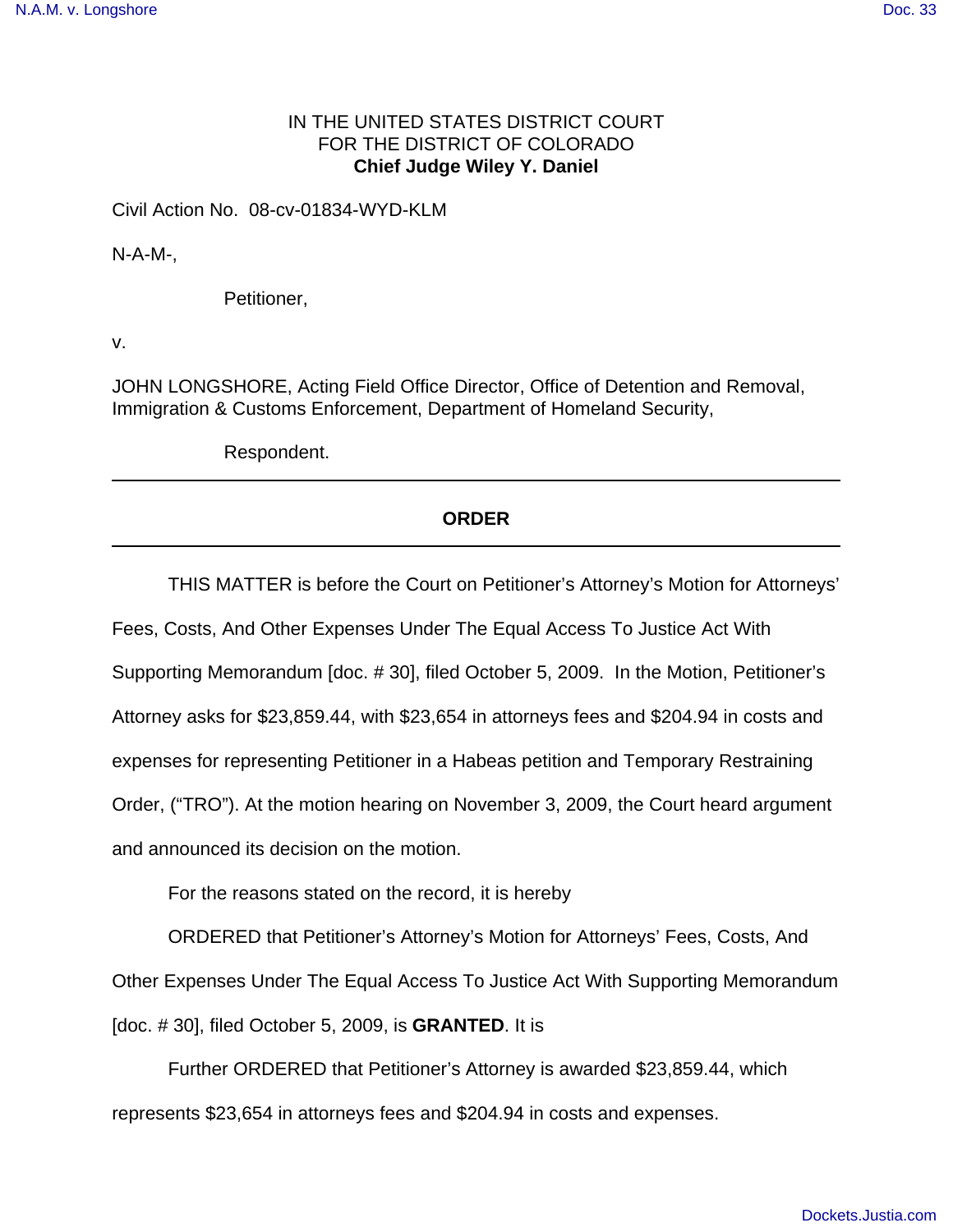IN THE UNITED STATES DISTRICT COURT
FOR THE DISTRICT OF COLORADO
**Chief Judge Wiley Y. Daniel**

Civil Action No. 08-cv-01834-WYD-KLM

N-A-M-,

Petitioner,

v.

JOHN LONGSHORE, Acting Field Office Director, Office of Detention and Removal, Immigration & Customs Enforcement, Department of Homeland Security,

Respondent.

---

## ORDER

---

THIS MATTER is before the Court on Petitioner's Attorney's Motion for Attorneys' Fees, Costs, And Other Expenses Under The Equal Access To Justice Act With Supporting Memorandum [doc. # 30], filed October 5, 2009. In the Motion, Petitioner's Attorney asks for $23,859.44, with $23,654 in attorneys fees and $204.94 in costs and expenses for representing Petitioner in a Habeas petition and Temporary Restraining Order, ("TRO"). At the motion hearing on November 3, 2009, the Court heard argument and announced its decision on the motion.

For the reasons stated on the record, it is hereby

ORDERED that Petitioner's Attorney's Motion for Attorneys' Fees, Costs, And Other Expenses Under The Equal Access To Justice Act With Supporting Memorandum [doc. # 30], filed October 5, 2009, is **GRANTED**. It is

Further ORDERED that Petitioner's Attorney is awarded $23,859.44, which represents $23,654 in attorneys fees and $204.94 in costs and expenses.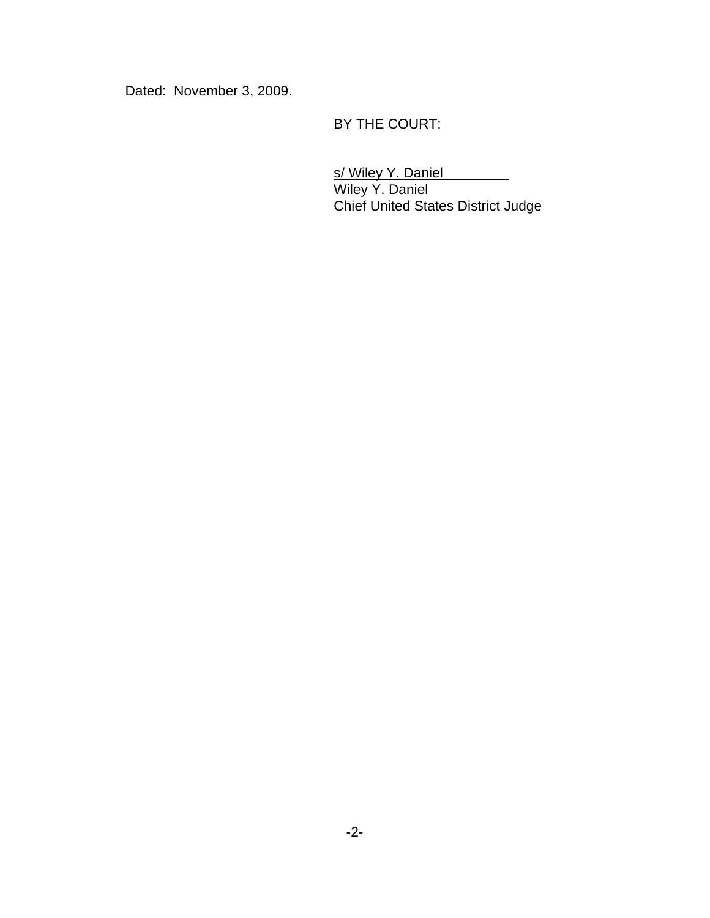Dated: November 3, 2009.

BY THE COURT:

s/ Wiley Y. Daniel
Wiley Y. Daniel
Chief United States District Judge